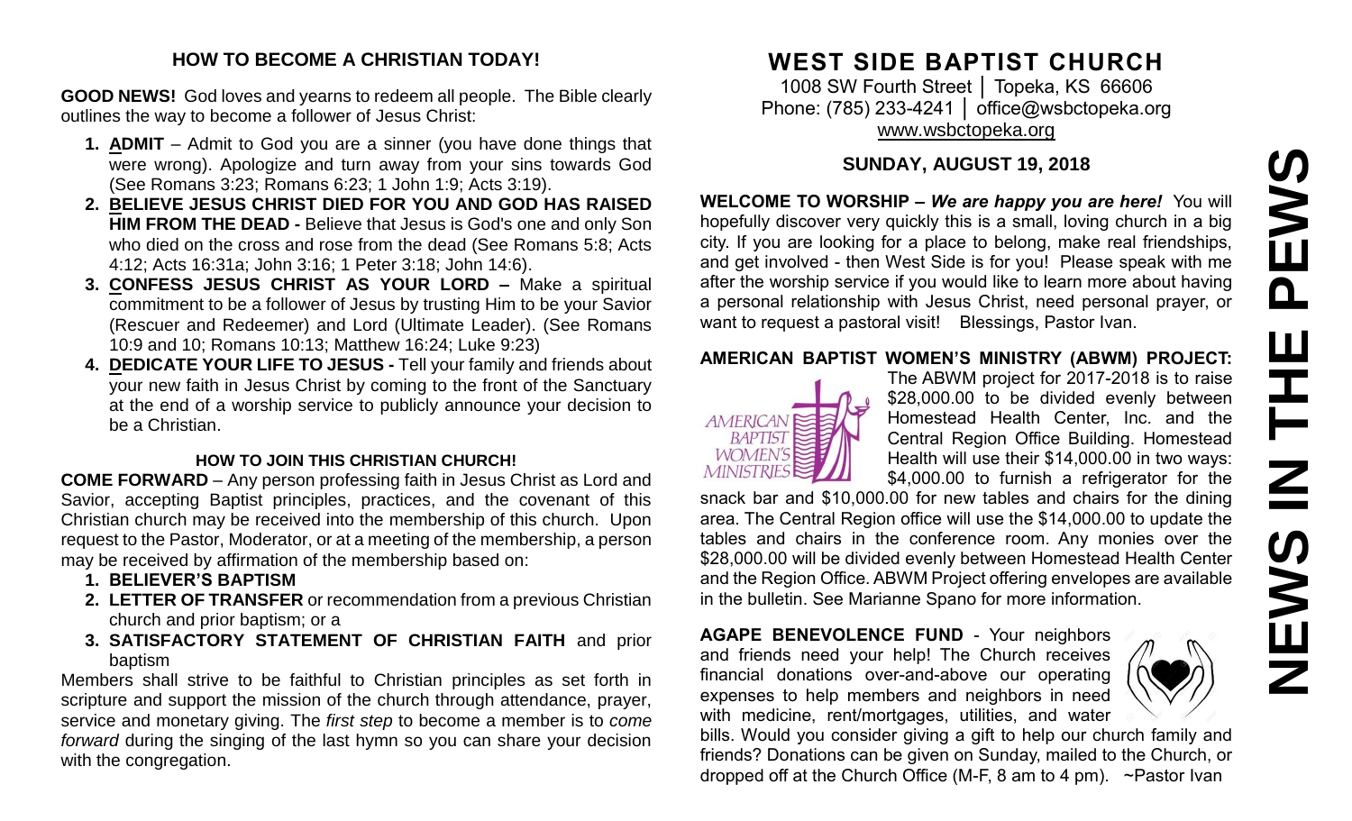## HOW TO BECOME A CHRISTIAN TODAY!

**GOOD NEWS!** God loves and yearns to redeem all people. The Bible clearly outlines the way to become a follower of Jesus Christ:

1. **ADMIT** – Admit to God you are a sinner (you have done things that were wrong). Apologize and turn away from your sins towards God (See Romans 3:23; Romans 6:23; 1 John 1:9; Acts 3:19).
2. **BELIEVE JESUS CHRIST DIED FOR YOU AND GOD HAS RAISED HIM FROM THE DEAD -** Believe that Jesus is God's one and only Son who died on the cross and rose from the dead (See Romans 5:8; Acts 4:12; Acts 16:31a; John 3:16; 1 Peter 3:18; John 14:6).
3. **CONFESS JESUS CHRIST AS YOUR LORD –** Make a spiritual commitment to be a follower of Jesus by trusting Him to be your Savior (Rescuer and Redeemer) and Lord (Ultimate Leader). (See Romans 10:9 and 10; Romans 10:13; Matthew 16:24; Luke 9:23)
4. **DEDICATE YOUR LIFE TO JESUS -** Tell your family and friends about your new faith in Jesus Christ by coming to the front of the Sanctuary at the end of a worship service to publicly announce your decision to be a Christian.

### HOW TO JOIN THIS CHRISTIAN CHURCH!

**COME FORWARD** – Any person professing faith in Jesus Christ as Lord and Savior, accepting Baptist principles, practices, and the covenant of this Christian church may be received into the membership of this church. Upon request to the Pastor, Moderator, or at a meeting of the membership, a person may be received by affirmation of the membership based on:

1. **BELIEVER'S BAPTISM**
2. **LETTER OF TRANSFER** or recommendation from a previous Christian church and prior baptism; or a
3. **SATISFACTORY STATEMENT OF CHRISTIAN FAITH** and prior baptism

Members shall strive to be faithful to Christian principles as set forth in scripture and support the mission of the church through attendance, prayer, service and monetary giving. The *first step* to become a member is to *come forward* during the singing of the last hymn so you can share your decision with the congregation.

# WEST SIDE BAPTIST CHURCH

1008 SW Fourth Street │ Topeka, KS 66606
Phone: (785) 233-4241 │ office@wsbctopeka.org
www.wsbctopeka.org

## SUNDAY, AUGUST 19, 2018

**WELCOME TO WORSHIP –** ***We are happy you are here!*** You will hopefully discover very quickly this is a small, loving church in a big city. If you are looking for a place to belong, make real friendships, and get involved - then West Side is for you! Please speak with me after the worship service if you would like to learn more about having a personal relationship with Jesus Christ, need personal prayer, or want to request a pastoral visit! Blessings, Pastor Ivan.

**AMERICAN BAPTIST WOMEN'S MINISTRY (ABWM) PROJECT:** The ABWM project for 2017-2018 is to raise $28,000.00 to be divided evenly between Homestead Health Center, Inc. and the Central Region Office Building. Homestead Health will use their $14,000.00 in two ways: $4,000.00 to furnish a refrigerator for the snack bar and $10,000.00 for new tables and chairs for the dining area. The Central Region office will use the $14,000.00 to update the tables and chairs in the conference room. Any monies over the $28,000.00 will be divided evenly between Homestead Health Center and the Region Office. ABWM Project offering envelopes are available in the bulletin. See Marianne Spano for more information.

**AGAPE BENEVOLENCE FUND** - Your neighbors and friends need your help! The Church receives financial donations over-and-above our operating expenses to help members and neighbors in need with medicine, rent/mortgages, utilities, and water bills. Would you consider giving a gift to help our church family and friends? Donations can be given on Sunday, mailed to the Church, or dropped off at the Church Office (M-F, 8 am to 4 pm). ~Pastor Ivan

# NEWS IN THE PEWS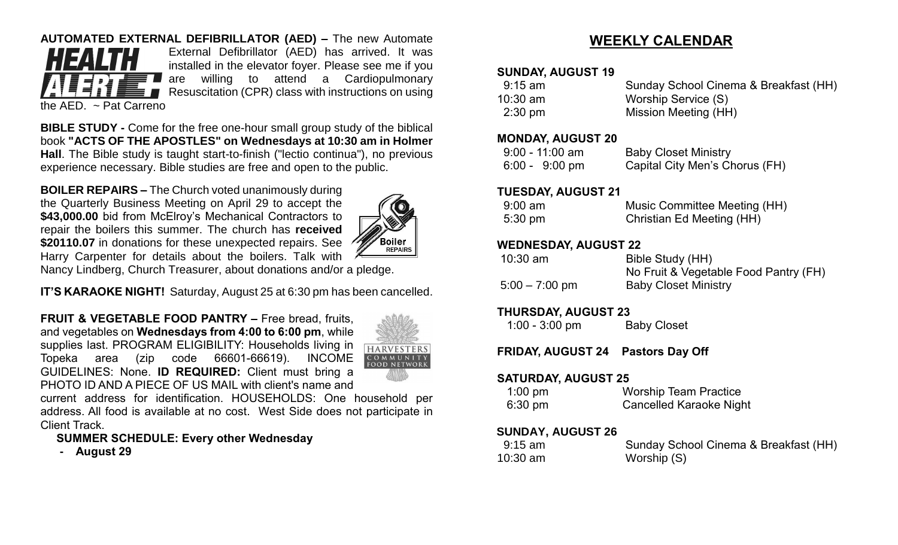**AUTOMATED EXTERNAL DEFIBRILLATOR (AED) –** The new Automate External Defibrillator (AED) has arrived. It was installed in the elevator foyer. Please see me if you are willing to attend a Cardiopulmonary Resuscitation (CPR) class with instructions on using the AED. ~ Pat Carreno

**BIBLE STUDY -** Come for the free one-hour small group study of the biblical book **"ACTS OF THE APOSTLES" on Wednesdays at 10:30 am in Holmer Hall**. The Bible study is taught start-to-finish ("lectio continua"), no previous experience necessary. Bible studies are free and open to the public.

**BOILER REPAIRS –** The Church voted unanimously during the Quarterly Business Meeting on April 29 to accept the **$43,000.00** bid from McElroy's Mechanical Contractors to repair the boilers this summer. The church has **received $20110.07** in donations for these unexpected repairs. See Harry Carpenter for details about the boilers. Talk with Nancy Lindberg, Church Treasurer, about donations and/or a pledge.

**IT'S KARAOKE NIGHT!** Saturday, August 25 at 6:30 pm has been cancelled.

**FRUIT & VEGETABLE FOOD PANTRY –** Free bread, fruits, and vegetables on **Wednesdays from 4:00 to 6:00 pm**, while supplies last. PROGRAM ELIGIBILITY: Households living in Topeka area (zip code 66601-66619). INCOME GUIDELINES: None. **ID REQUIRED:** Client must bring a PHOTO ID AND A PIECE OF US MAIL with client's name and current address for identification. HOUSEHOLDS: One household per address. All food is available at no cost. West Side does not participate in Client Track.

**SUMMER SCHEDULE: Every other Wednesday**

- **August 29**

## WEEKLY CALENDAR

**SUNDAY, AUGUST 19**

| | |
|---|---|
| 9:15 am | Sunday School Cinema & Breakfast (HH) |
| 10:30 am | Worship Service (S) |
| 2:30 pm | Mission Meeting (HH) |

**MONDAY, AUGUST 20**

| | |
|---|---|
| 9:00 - 11:00 am | Baby Closet Ministry |
| 6:00 - 9:00 pm | Capital City Men's Chorus (FH) |

**TUESDAY, AUGUST 21**

| | |
|---|---|
| 9:00 am | Music Committee Meeting (HH) |
| 5:30 pm | Christian Ed Meeting (HH) |

**WEDNESDAY, AUGUST 22**

| | |
|---|---|
| 10:30 am | Bible Study (HH) |
| | No Fruit & Vegetable Food Pantry (FH) |
| 5:00 – 7:00 pm | Baby Closet Ministry |

**THURSDAY, AUGUST 23**

| | |
|---|---|
| 1:00 - 3:00 pm | Baby Closet |

**FRIDAY, AUGUST 24 Pastors Day Off**

**SATURDAY, AUGUST 25**

| | |
|---|---|
| 1:00 pm | Worship Team Practice |
| 6:30 pm | Cancelled Karaoke Night |

**SUNDAY, AUGUST 26**

| | |
|---|---|
| 9:15 am | Sunday School Cinema & Breakfast (HH) |
| 10:30 am | Worship (S) |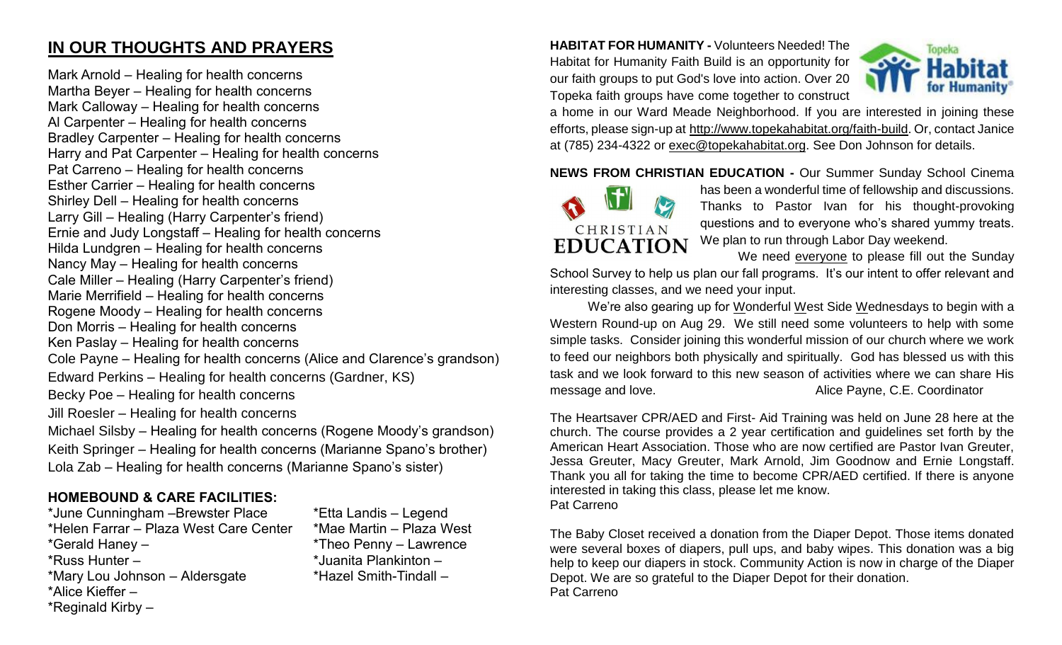## IN OUR THOUGHTS AND PRAYERS

Mark Arnold – Healing for health concerns
Martha Beyer – Healing for health concerns
Mark Calloway – Healing for health concerns
Al Carpenter – Healing for health concerns
Bradley Carpenter – Healing for health concerns
Harry and Pat Carpenter – Healing for health concerns
Pat Carreno – Healing for health concerns
Esther Carrier – Healing for health concerns
Shirley Dell – Healing for health concerns
Larry Gill – Healing (Harry Carpenter's friend)
Ernie and Judy Longstaff – Healing for health concerns
Hilda Lundgren – Healing for health concerns
Nancy May – Healing for health concerns
Cale Miller – Healing (Harry Carpenter's friend)
Marie Merrifield – Healing for health concerns
Rogene Moody – Healing for health concerns
Don Morris – Healing for health concerns
Ken Paslay – Healing for health concerns
Cole Payne – Healing for health concerns (Alice and Clarence's grandson)
Edward Perkins – Healing for health concerns (Gardner, KS)
Becky Poe – Healing for health concerns
Jill Roesler – Healing for health concerns
Michael Silsby – Healing for health concerns (Rogene Moody's grandson)
Keith Springer – Healing for health concerns (Marianne Spano's brother)
Lola Zab – Healing for health concerns (Marianne Spano's sister)

### HOMEBOUND & CARE FACILITIES:

*June Cunningham –Brewster Place
*Helen Farrar – Plaza West Care Center
*Gerald Haney –
*Russ Hunter –
*Mary Lou Johnson – Aldersgate
*Alice Kieffer –
*Reginald Kirby –
*Etta Landis – Legend
*Mae Martin – Plaza West
*Theo Penny – Lawrence
*Juanita Plankinton –
*Hazel Smith-Tindall –

**HABITAT FOR HUMANITY -** Volunteers Needed! The Habitat for Humanity Faith Build is an opportunity for our faith groups to put God's love into action. Over 20 Topeka faith groups have come together to construct a home in our Ward Meade Neighborhood. If you are interested in joining these efforts, please sign-up at http://www.topekahabitat.org/faith-build. Or, contact Janice at (785) 234-4322 or exec@topekahabitat.org. See Don Johnson for details.

**NEWS FROM CHRISTIAN EDUCATION -** Our Summer Sunday School Cinema has been a wonderful time of fellowship and discussions. Thanks to Pastor Ivan for his thought-provoking questions and to everyone who's shared yummy treats. We plan to run through Labor Day weekend.

We need everyone to please fill out the Sunday School Survey to help us plan our fall programs. It's our intent to offer relevant and interesting classes, and we need your input.

We're also gearing up for Wonderful West Side Wednesdays to begin with a Western Round-up on Aug 29. We still need some volunteers to help with some simple tasks. Consider joining this wonderful mission of our church where we work to feed our neighbors both physically and spiritually. God has blessed us with this task and we look forward to this new season of activities where we can share His message and love.
Alice Payne, C.E. Coordinator

The Heartsaver CPR/AED and First- Aid Training was held on June 28 here at the church. The course provides a 2 year certification and guidelines set forth by the American Heart Association. Those who are now certified are Pastor Ivan Greuter, Jessa Greuter, Macy Greuter, Mark Arnold, Jim Goodnow and Ernie Longstaff. Thank you all for taking the time to become CPR/AED certified. If there is anyone interested in taking this class, please let me know.
Pat Carreno

The Baby Closet received a donation from the Diaper Depot. Those items donated were several boxes of diapers, pull ups, and baby wipes. This donation was a big help to keep our diapers in stock. Community Action is now in charge of the Diaper Depot. We are so grateful to the Diaper Depot for their donation.
Pat Carreno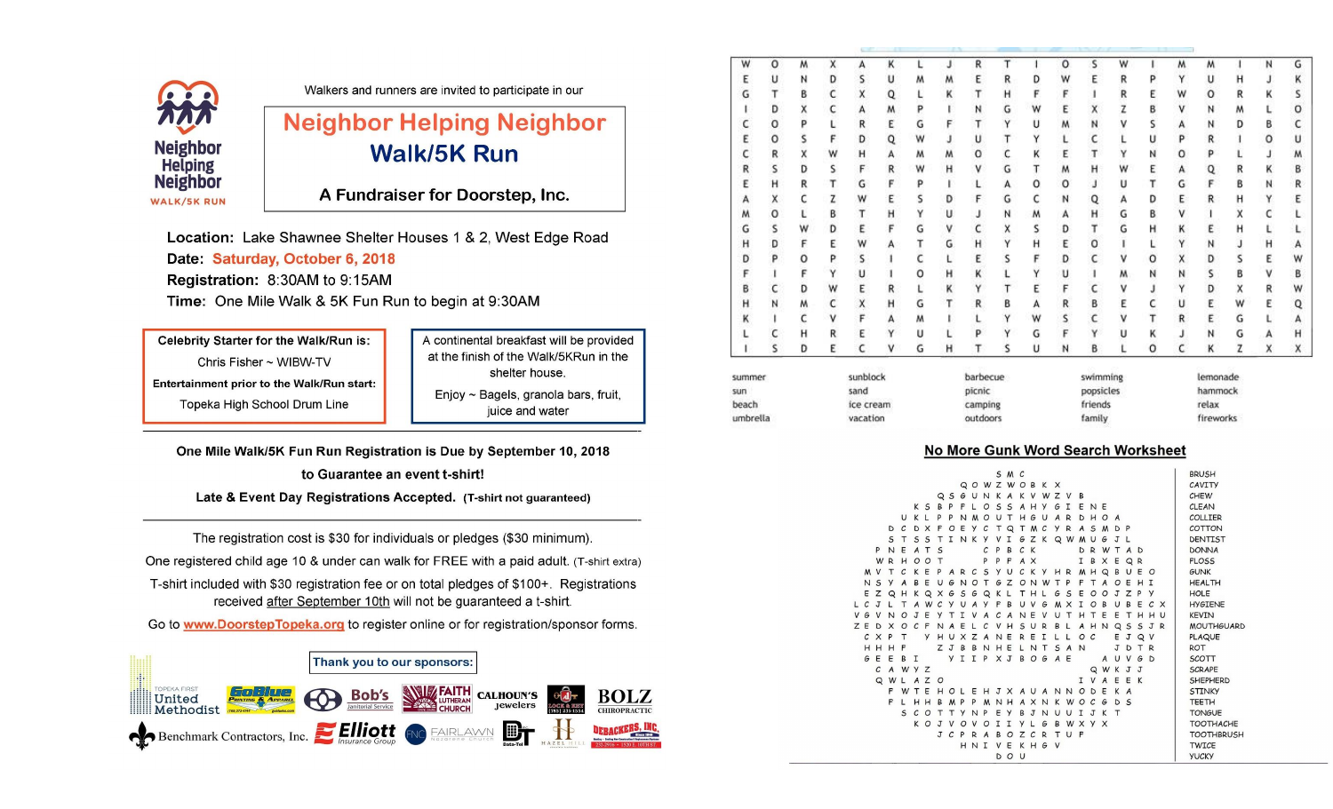Neighbor Helping Neighbor
WALK/5K RUN

Walkers and runners are invited to participate in our

# Neighbor Helping Neighbor Walk/5K Run

## A Fundraiser for Doorstep, Inc.

**Location:** Lake Shawnee Shelter Houses 1 & 2, West Edge Road
**Date:** **Saturday, October 6, 2018**
**Registration:** 8:30AM to 9:15AM
**Time:** One Mile Walk & 5K Fun Run to begin at 9:30AM

**Celebrity Starter for the Walk/Run is:**
Chris Fisher ~ WIBW-TV
**Entertainment prior to the Walk/Run start:**
Topeka High School Drum Line

A continental breakfast will be provided at the finish of the Walk/5KRun in the shelter house.
Enjoy ~ Bagels, granola bars, fruit, juice and water

**One Mile Walk/5K Fun Run Registration is Due by September 10, 2018 to Guarantee an event t-shirt!**

**Late & Event Day Registrations Accepted.** (T-shirt not guaranteed)

The registration cost is $30 for individuals or pledges ($30 minimum).

One registered child age 10 & under can walk for FREE with a paid adult. (T-shirt extra)

T-shirt included with $30 registration fee or on total pledges of $100+. Registrations received after September 10th will not be guaranteed a t-shirt.

Go to www.DoorstepTopeka.org to register online or for registration/sponsor forms.

**Thank you to our sponsors:**

Topeka First United Methodist, GoBlue Printing & Apparel, Bob's Janitorial Service, Faith Lutheran Church, Calhoun's Jewelers, Lock & Key, Bolz Chiropractic, Benchmark Contractors, Inc., Elliott Insurance Group, FNC, Fairlawn Nazarene Church, Hazel Hill, Debacker's, Inc.

W O M X A K L J R T I O S W I M M I N G
E U N D S U M M E R D W E R P Y U H J K
G T B C X Q L K T H F F I R E W O R K S
I D X C A M P I N G W E X Z B N N M L O
C O P L R E G F T Y U M N V S A N D B C
E O S F D Q W J U T Y L C L U P R I O U
C R X W H A M M O C K E T Y N O P L J M
R S D S F R W H V G T M H W E A Q R K B
E H R T G F P I L A O O J U T G F B N R
A X C Z W E S D F G C N Q A D E R H Y E
M O L B T H Y U J N M A H G B V I X C L
G S W D E F G V C X S D T G H K E H L L
H D F E W A T G H Y H E O I L Y N J H A
D P O P S I C L E S F D C V O X D S E W
F I F Y U I O H K L Y U I M N N S B V B
B C D W E R L K Y T E F C V J Y D X R W
H N M C X H G T R B A R B E C U E W E Q
K I C V F A M I L Y W S C V T R E G L A
L C H R E Y U L P Y G F Y U K J N G A H
I S D E C V G H T S U N B L O C K Z X X

| | | | | |
|---|---|---|---|---|
| summer | sunblock | barbecue | swimming | lemonade |
| sun | sand | picnic | popsicles | hammock |
| beach | ice cream | camping | friends | relax |
| umbrella | vacation | outdoors | family | fireworks |

## No More Gunk Word Search Worksheet

```
                    S M C
                Q O W Z W O B K X
              Q S G U N K A K V W Z V B
          K S B P F L O S S A H Y G I E N E
        U K L P P N M O U T H G U A R D H O A
      D C D X F O E Y C T Q T M C Y R A S M D P
      S T S S T I N K Y V I G Z K Q W M U G J L
    P N E A T S       C P B C K       D R W T A D
    W R H O O T       P P P A X       I B X E Q R
  M V T C K E P A R C S Y U C K Y H R M H Q B U E O
  N S Y A B E U G N O T G Z O N W T P F T A O E H I
  E Z Q H K Q X G S G Q K L T H L G S E O O J Z P Y
L C J L T A W C Y U A Y P B U V G M X I O B U B E C X
V G V N O J E Y T I V A C A N E V U T H T E E T H H U
Z E D X O C F N A E L C V H S U R B L A H N Q S S J R
  C X P T   Y H U X Z A N E R E I L L O C   E J Q V
  H H H F     Z J B B N H E L N T S A N     J D T R
  G E E B I     Y I I P X J B O G A E     A U V G D
    C A W Y Z                             Q W K J J
    Q W L A Z O                         I V A E E K
      F W T E H O L E H J X A U A N N O D E K A
      F L H H B M P P M N H A X N K W O C G D S
        S C O T T Y N P E Y B J N U U I J K T
          K O J V O V O I I Y L G B W X Y X
            J C P R A B O Z C R T U P
                H N I V E K H G V
                    D O U
```

BRUSH
CAVITY
CHEW
CLEAN
COLLIER
COTTON
DENTIST
DONNA
FLOSS
GUNK
HEALTH
HOLE
HYGIENE
KEVIN
MOUTHGUARD
PLAQUE
ROT
SCOTT
SCRAPE
SHEPHERD
STINKY
TEETH
TONGUE
TOOTHACHE
TOOTHBRUSH
TWICE
YUCKY